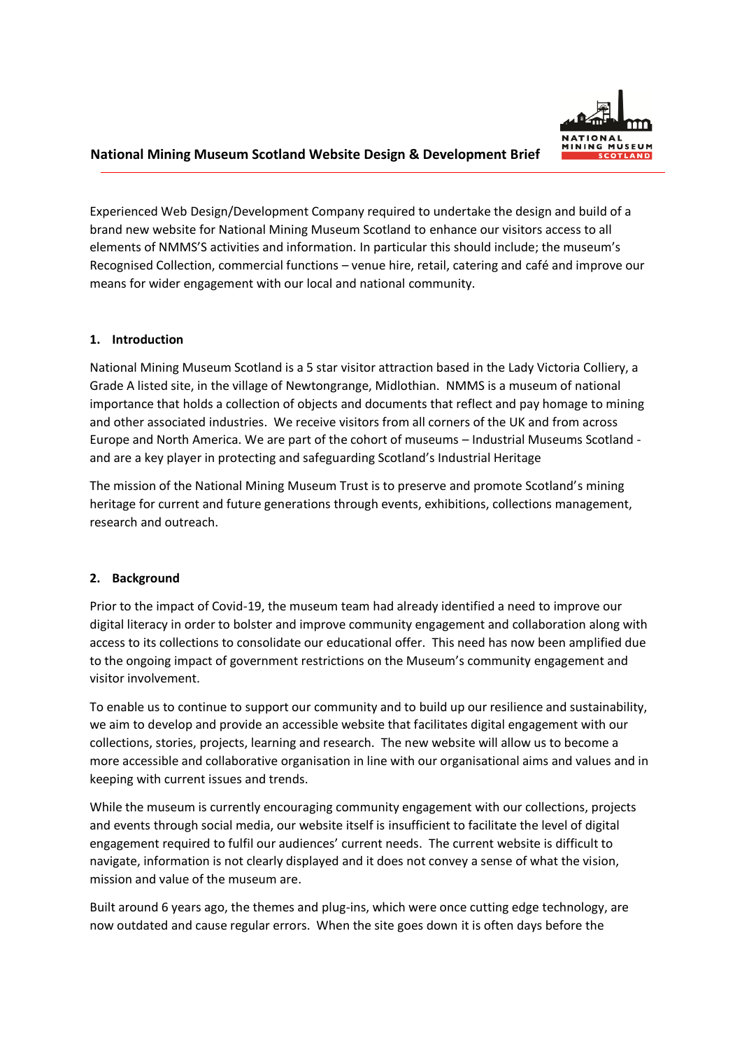# National Mining Museum Scotland Website Design & Development Brief

Experienced Web Design/Development Company required to undertake the design and build of a brand new website for National Mining Museum Scotland to enhance our visitors access to all elements of NMMS'S activities and information. In particular this should include; the museum's Recognised Collection, commercial functions – venue hire, retail, catering and café and improve our means for wider engagement with our local and national community.

## 1. Introduction

National Mining Museum Scotland is a 5 star visitor attraction based in the Lady Victoria Colliery, a Grade A listed site, in the village of Newtongrange, Midlothian. NMMS is a museum of national importance that holds a collection of objects and documents that reflect and pay homage to mining and other associated industries. We receive visitors from all corners of the UK and from across Europe and North America. We are part of the cohort of museums – Industrial Museums Scotland - and are a key player in protecting and safeguarding Scotland's Industrial Heritage

The mission of the National Mining Museum Trust is to preserve and promote Scotland's mining heritage for current and future generations through events, exhibitions, collections management, research and outreach.

## 2. Background

Prior to the impact of Covid-19, the museum team had already identified a need to improve our digital literacy in order to bolster and improve community engagement and collaboration along with access to its collections to consolidate our educational offer. This need has now been amplified due to the ongoing impact of government restrictions on the Museum's community engagement and visitor involvement.

To enable us to continue to support our community and to build up our resilience and sustainability, we aim to develop and provide an accessible website that facilitates digital engagement with our collections, stories, projects, learning and research. The new website will allow us to become a more accessible and collaborative organisation in line with our organisational aims and values and in keeping with current issues and trends.

While the museum is currently encouraging community engagement with our collections, projects and events through social media, our website itself is insufficient to facilitate the level of digital engagement required to fulfil our audiences' current needs. The current website is difficult to navigate, information is not clearly displayed and it does not convey a sense of what the vision, mission and value of the museum are.

Built around 6 years ago, the themes and plug-ins, which were once cutting edge technology, are now outdated and cause regular errors. When the site goes down it is often days before the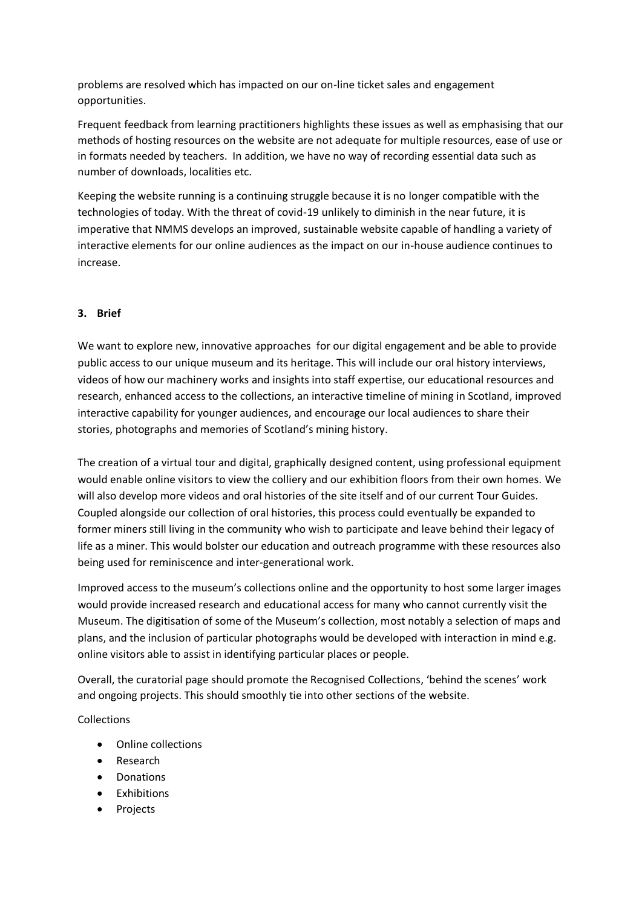problems are resolved which has impacted on our on-line ticket sales and engagement opportunities.

Frequent feedback from learning practitioners highlights these issues as well as emphasising that our methods of hosting resources on the website are not adequate for multiple resources, ease of use or in formats needed by teachers. In addition, we have no way of recording essential data such as number of downloads, localities etc.

Keeping the website running is a continuing struggle because it is no longer compatible with the technologies of today. With the threat of covid-19 unlikely to diminish in the near future, it is imperative that NMMS develops an improved, sustainable website capable of handling a variety of interactive elements for our online audiences as the impact on our in-house audience continues to increase.

## 3. Brief

We want to explore new, innovative approaches for our digital engagement and be able to provide public access to our unique museum and its heritage. This will include our oral history interviews, videos of how our machinery works and insights into staff expertise, our educational resources and research, enhanced access to the collections, an interactive timeline of mining in Scotland, improved interactive capability for younger audiences, and encourage our local audiences to share their stories, photographs and memories of Scotland's mining history.

The creation of a virtual tour and digital, graphically designed content, using professional equipment would enable online visitors to view the colliery and our exhibition floors from their own homes. We will also develop more videos and oral histories of the site itself and of our current Tour Guides. Coupled alongside our collection of oral histories, this process could eventually be expanded to former miners still living in the community who wish to participate and leave behind their legacy of life as a miner. This would bolster our education and outreach programme with these resources also being used for reminiscence and inter-generational work.

Improved access to the museum's collections online and the opportunity to host some larger images would provide increased research and educational access for many who cannot currently visit the Museum. The digitisation of some of the Museum's collection, most notably a selection of maps and plans, and the inclusion of particular photographs would be developed with interaction in mind e.g. online visitors able to assist in identifying particular places or people.

Overall, the curatorial page should promote the Recognised Collections, 'behind the scenes' work and ongoing projects. This should smoothly tie into other sections of the website.

Collections

- Online collections
- Research
- Donations
- Exhibitions
- Projects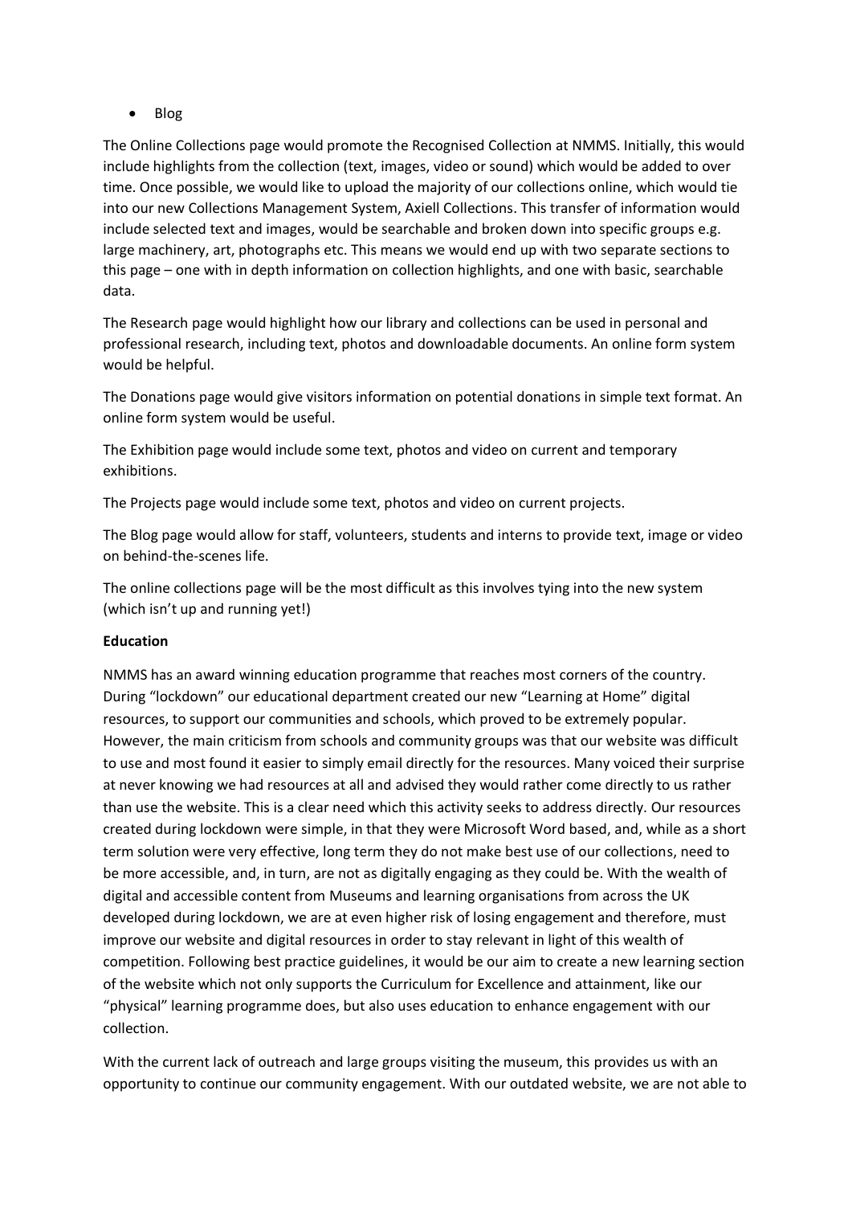- Blog

The Online Collections page would promote the Recognised Collection at NMMS. Initially, this would include highlights from the collection (text, images, video or sound) which would be added to over time. Once possible, we would like to upload the majority of our collections online, which would tie into our new Collections Management System, Axiell Collections. This transfer of information would include selected text and images, would be searchable and broken down into specific groups e.g. large machinery, art, photographs etc. This means we would end up with two separate sections to this page – one with in depth information on collection highlights, and one with basic, searchable data.

The Research page would highlight how our library and collections can be used in personal and professional research, including text, photos and downloadable documents. An online form system would be helpful.

The Donations page would give visitors information on potential donations in simple text format. An online form system would be useful.

The Exhibition page would include some text, photos and video on current and temporary exhibitions.

The Projects page would include some text, photos and video on current projects.

The Blog page would allow for staff, volunteers, students and interns to provide text, image or video on behind-the-scenes life.

The online collections page will be the most difficult as this involves tying into the new system (which isn't up and running yet!)

**Education**

NMMS has an award winning education programme that reaches most corners of the country. During "lockdown" our educational department created our new "Learning at Home" digital resources, to support our communities and schools, which proved to be extremely popular. However, the main criticism from schools and community groups was that our website was difficult to use and most found it easier to simply email directly for the resources. Many voiced their surprise at never knowing we had resources at all and advised they would rather come directly to us rather than use the website. This is a clear need which this activity seeks to address directly. Our resources created during lockdown were simple, in that they were Microsoft Word based, and, while as a short term solution were very effective, long term they do not make best use of our collections, need to be more accessible, and, in turn, are not as digitally engaging as they could be. With the wealth of digital and accessible content from Museums and learning organisations from across the UK developed during lockdown, we are at even higher risk of losing engagement and therefore, must improve our website and digital resources in order to stay relevant in light of this wealth of competition. Following best practice guidelines, it would be our aim to create a new learning section of the website which not only supports the Curriculum for Excellence and attainment, like our "physical" learning programme does, but also uses education to enhance engagement with our collection.

With the current lack of outreach and large groups visiting the museum, this provides us with an opportunity to continue our community engagement. With our outdated website, we are not able to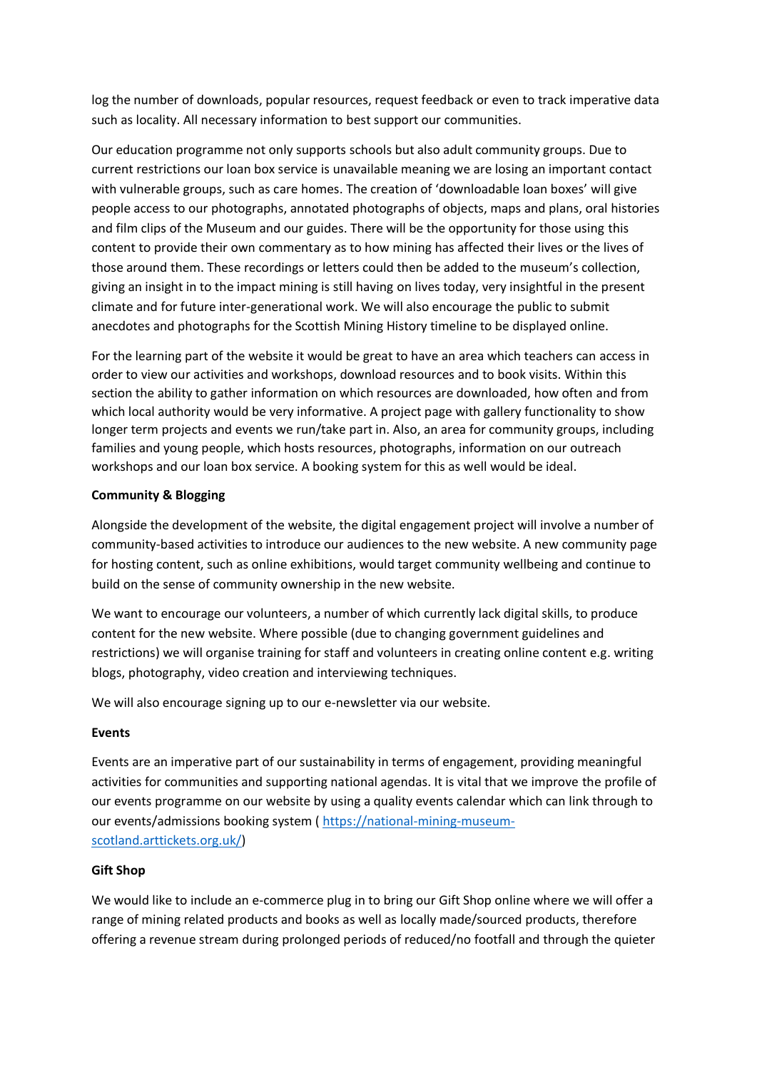log the number of downloads, popular resources, request feedback or even to track imperative data such as locality. All necessary information to best support our communities.

Our education programme not only supports schools but also adult community groups. Due to current restrictions our loan box service is unavailable meaning we are losing an important contact with vulnerable groups, such as care homes. The creation of 'downloadable loan boxes' will give people access to our photographs, annotated photographs of objects, maps and plans, oral histories and film clips of the Museum and our guides. There will be the opportunity for those using this content to provide their own commentary as to how mining has affected their lives or the lives of those around them. These recordings or letters could then be added to the museum's collection, giving an insight in to the impact mining is still having on lives today, very insightful in the present climate and for future inter-generational work. We will also encourage the public to submit anecdotes and photographs for the Scottish Mining History timeline to be displayed online.

For the learning part of the website it would be great to have an area which teachers can access in order to view our activities and workshops, download resources and to book visits. Within this section the ability to gather information on which resources are downloaded, how often and from which local authority would be very informative. A project page with gallery functionality to show longer term projects and events we run/take part in. Also, an area for community groups, including families and young people, which hosts resources, photographs, information on our outreach workshops and our loan box service. A booking system for this as well would be ideal.

**Community & Blogging**

Alongside the development of the website, the digital engagement project will involve a number of community-based activities to introduce our audiences to the new website. A new community page for hosting content, such as online exhibitions, would target community wellbeing and continue to build on the sense of community ownership in the new website.

We want to encourage our volunteers, a number of which currently lack digital skills, to produce content for the new website. Where possible (due to changing government guidelines and restrictions) we will organise training for staff and volunteers in creating online content e.g. writing blogs, photography, video creation and interviewing techniques.

We will also encourage signing up to our e-newsletter via our website.

**Events**

Events are an imperative part of our sustainability in terms of engagement, providing meaningful activities for communities and supporting national agendas. It is vital that we improve the profile of our events programme on our website by using a quality events calendar which can link through to our events/admissions booking system ( [https://national-mining-museum-scotland.arttickets.org.uk/](https://national-mining-museum-scotland.arttickets.org.uk/))

**Gift Shop**

We would like to include an e-commerce plug in to bring our Gift Shop online where we will offer a range of mining related products and books as well as locally made/sourced products, therefore offering a revenue stream during prolonged periods of reduced/no footfall and through the quieter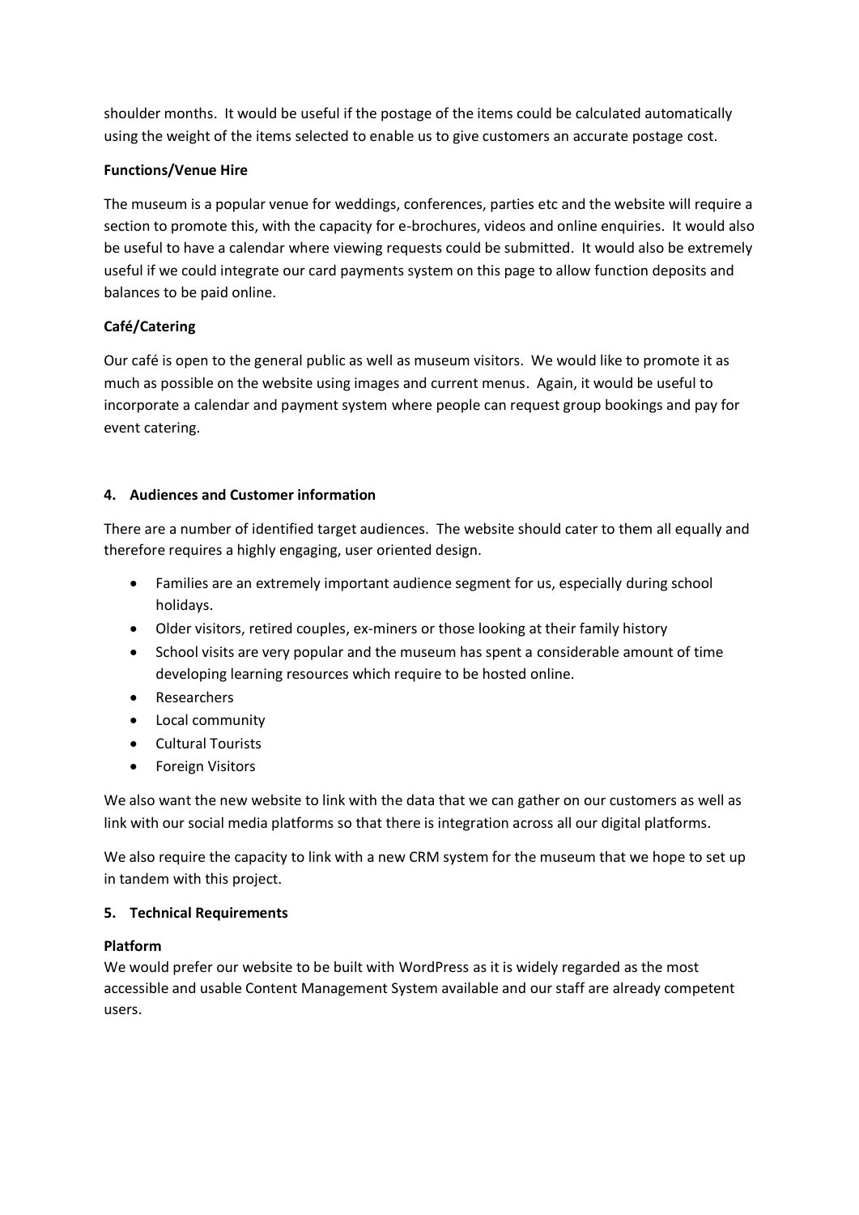shoulder months. It would be useful if the postage of the items could be calculated automatically using the weight of the items selected to enable us to give customers an accurate postage cost.

**Functions/Venue Hire**

The museum is a popular venue for weddings, conferences, parties etc and the website will require a section to promote this, with the capacity for e-brochures, videos and online enquiries. It would also be useful to have a calendar where viewing requests could be submitted. It would also be extremely useful if we could integrate our card payments system on this page to allow function deposits and balances to be paid online.

**Café/Catering**

Our café is open to the general public as well as museum visitors. We would like to promote it as much as possible on the website using images and current menus. Again, it would be useful to incorporate a calendar and payment system where people can request group bookings and pay for event catering.

## 4. Audiences and Customer information

There are a number of identified target audiences. The website should cater to them all equally and therefore requires a highly engaging, user oriented design.

- Families are an extremely important audience segment for us, especially during school holidays.
- Older visitors, retired couples, ex-miners or those looking at their family history
- School visits are very popular and the museum has spent a considerable amount of time developing learning resources which require to be hosted online.
- Researchers
- Local community
- Cultural Tourists
- Foreign Visitors

We also want the new website to link with the data that we can gather on our customers as well as link with our social media platforms so that there is integration across all our digital platforms.

We also require the capacity to link with a new CRM system for the museum that we hope to set up in tandem with this project.

## 5. Technical Requirements

**Platform**

We would prefer our website to be built with WordPress as it is widely regarded as the most accessible and usable Content Management System available and our staff are already competent users.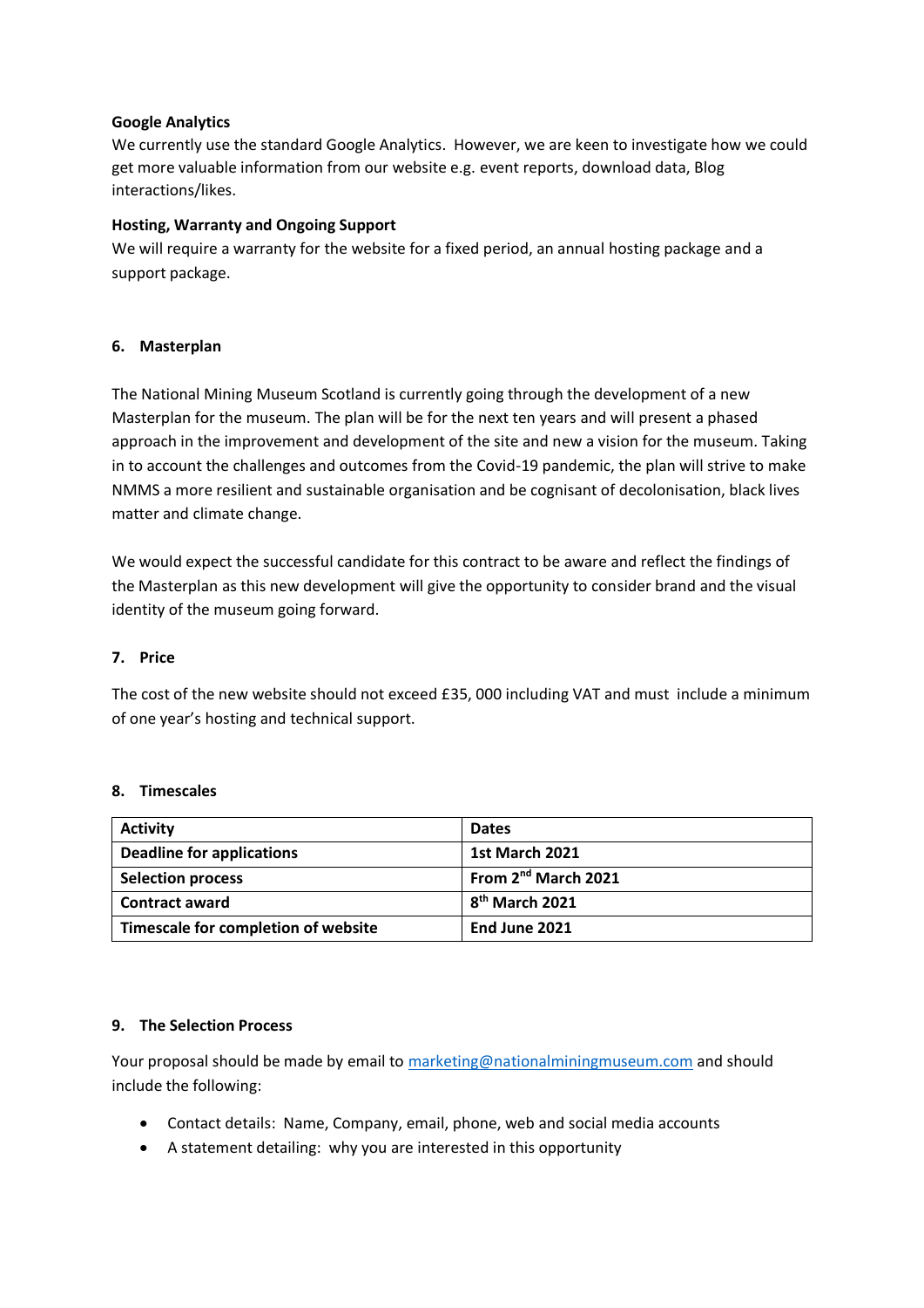**Google Analytics**

We currently use the standard Google Analytics. However, we are keen to investigate how we could get more valuable information from our website e.g. event reports, download data, Blog interactions/likes.

**Hosting, Warranty and Ongoing Support**

We will require a warranty for the website for a fixed period, an annual hosting package and a support package.

## 6. Masterplan

The National Mining Museum Scotland is currently going through the development of a new Masterplan for the museum. The plan will be for the next ten years and will present a phased approach in the improvement and development of the site and new a vision for the museum. Taking in to account the challenges and outcomes from the Covid-19 pandemic, the plan will strive to make NMMS a more resilient and sustainable organisation and be cognisant of decolonisation, black lives matter and climate change.

We would expect the successful candidate for this contract to be aware and reflect the findings of the Masterplan as this new development will give the opportunity to consider brand and the visual identity of the museum going forward.

## 7. Price

The cost of the new website should not exceed £35, 000 including VAT and must include a minimum of one year's hosting and technical support.

## 8. Timescales

| Activity | Dates |
|---|---|
| **Deadline for applications** | **1st March 2021** |
| **Selection process** | **From 2nd March 2021** |
| **Contract award** | **8th March 2021** |
| **Timescale for completion of website** | **End June 2021** |

## 9. The Selection Process

Your proposal should be made by email to marketing@nationalminingmuseum.com and should include the following:

- Contact details: Name, Company, email, phone, web and social media accounts
- A statement detailing: why you are interested in this opportunity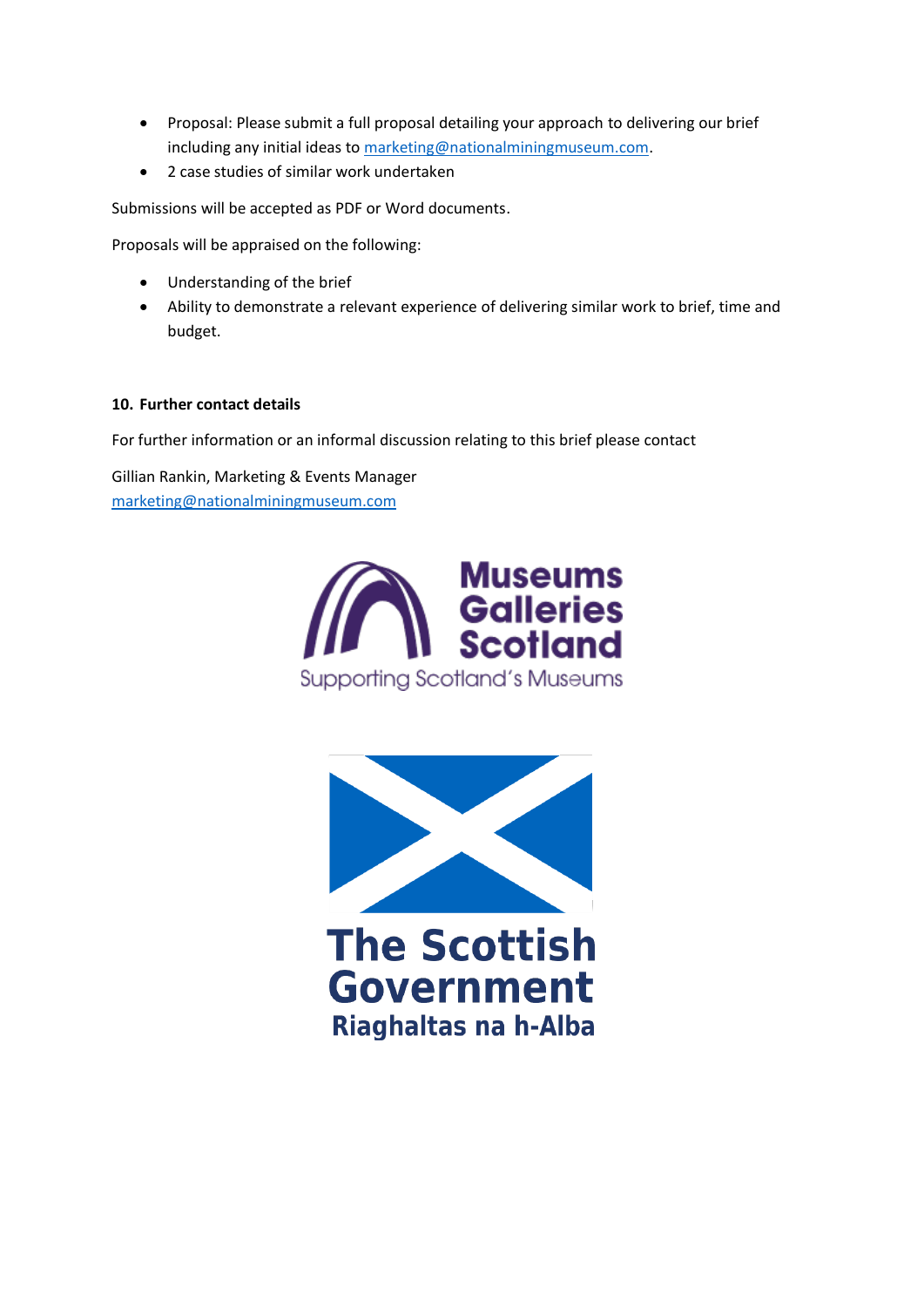- Proposal: Please submit a full proposal detailing your approach to delivering our brief including any initial ideas to marketing@nationalminingmuseum.com.
- 2 case studies of similar work undertaken

Submissions will be accepted as PDF or Word documents.

Proposals will be appraised on the following:

- Understanding of the brief
- Ability to demonstrate a relevant experience of delivering similar work to brief, time and budget.

**10. Further contact details**

For further information or an informal discussion relating to this brief please contact

Gillian Rankin, Marketing & Events Manager
marketing@nationalminingmuseum.com

Museums Galleries Scotland
Supporting Scotland's Museums

The Scottish Government
Riaghaltas na h-Alba